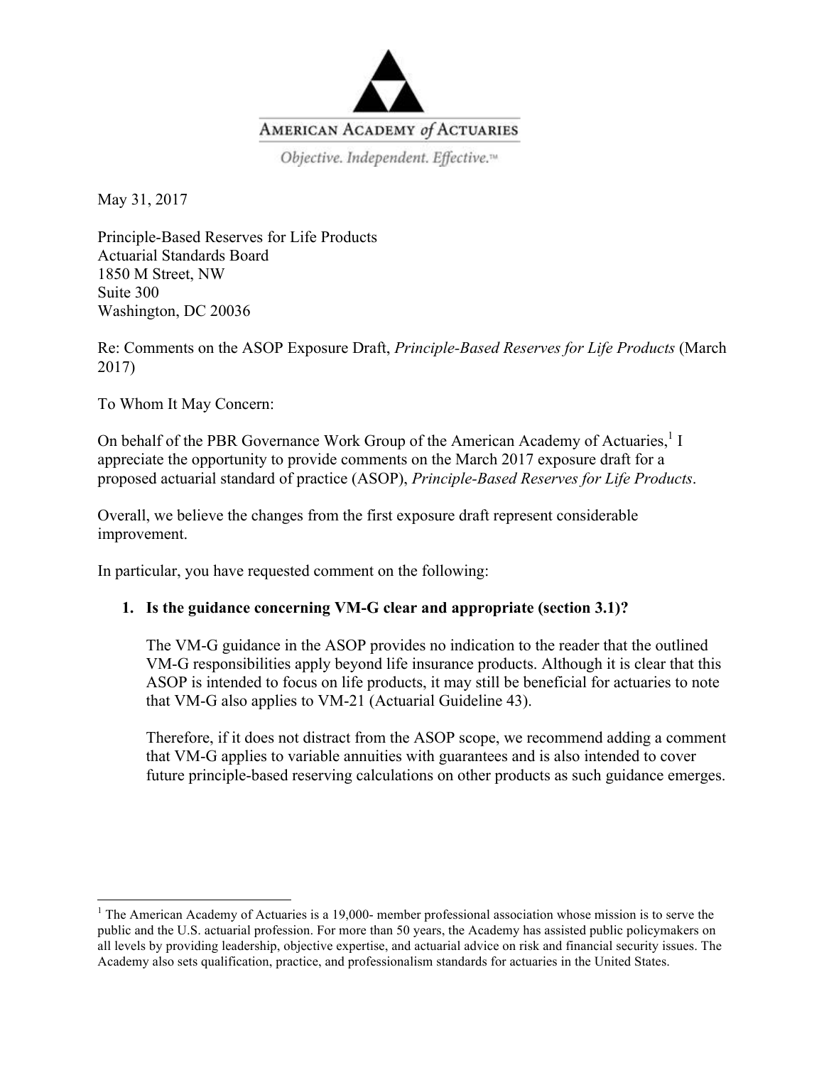AMERICAN ACADEMY *of* ACTUARIES

*Objective. Independent. Effective.™*

May 31, 2017

Principle-Based Reserves for Life Products
Actuarial Standards Board
1850 M Street, NW
Suite 300
Washington, DC 20036

Re: Comments on the ASOP Exposure Draft, *Principle-Based Reserves for Life Products* (March 2017)

To Whom It May Concern:

On behalf of the PBR Governance Work Group of the American Academy of Actuaries,[1] I appreciate the opportunity to provide comments on the March 2017 exposure draft for a proposed actuarial standard of practice (ASOP), *Principle-Based Reserves for Life Products*.

Overall, we believe the changes from the first exposure draft represent considerable improvement.

In particular, you have requested comment on the following:

1. **Is the guidance concerning VM-G clear and appropriate (section 3.1)?**

   The VM-G guidance in the ASOP provides no indication to the reader that the outlined VM-G responsibilities apply beyond life insurance products. Although it is clear that this ASOP is intended to focus on life products, it may still be beneficial for actuaries to note that VM-G also applies to VM-21 (Actuarial Guideline 43).

   Therefore, if it does not distract from the ASOP scope, we recommend adding a comment that VM-G applies to variable annuities with guarantees and is also intended to cover future principle-based reserving calculations on other products as such guidance emerges.

---

[1] The American Academy of Actuaries is a 19,000- member professional association whose mission is to serve the public and the U.S. actuarial profession. For more than 50 years, the Academy has assisted public policymakers on all levels by providing leadership, objective expertise, and actuarial advice on risk and financial security issues. The Academy also sets qualification, practice, and professionalism standards for actuaries in the United States.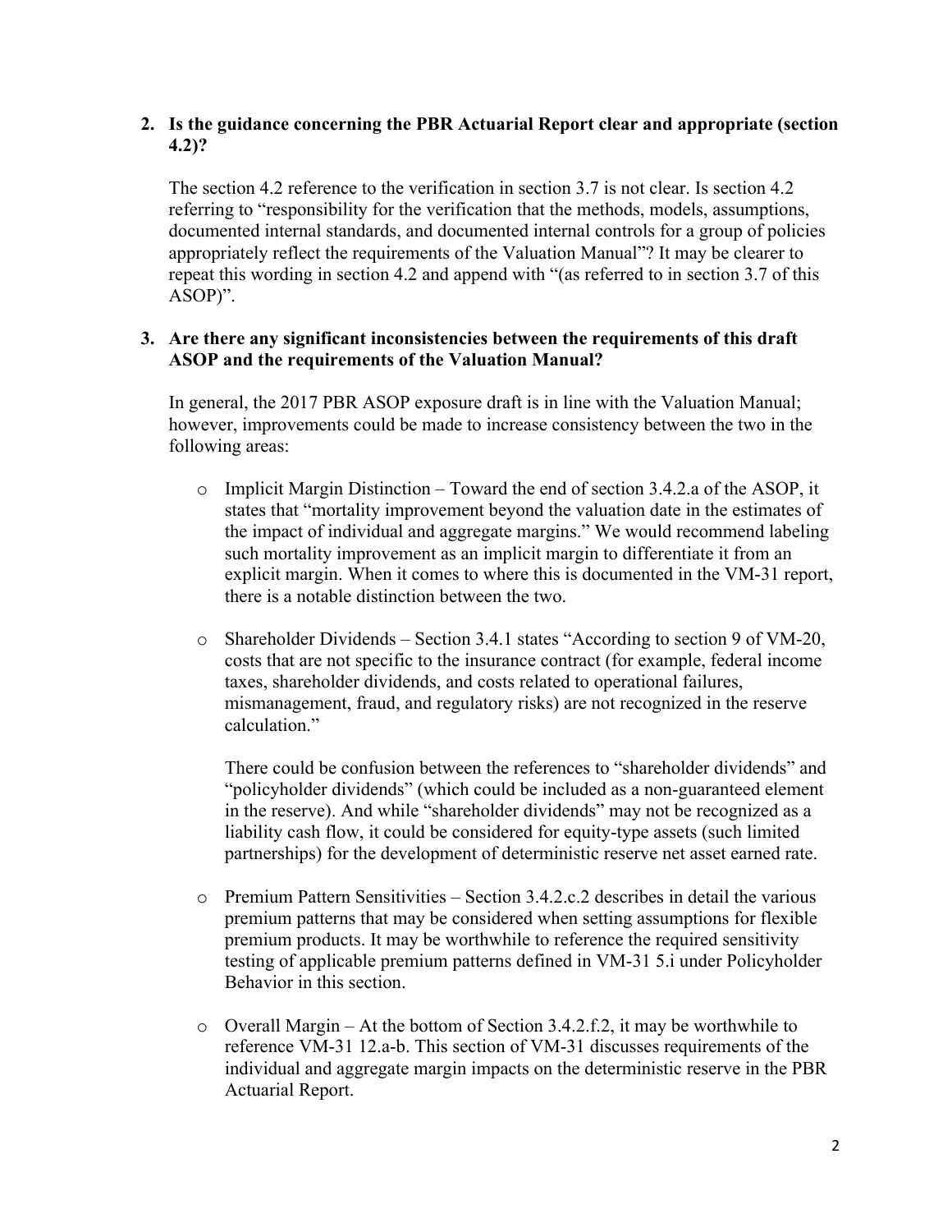2. **Is the guidance concerning the PBR Actuarial Report clear and appropriate (section 4.2)?**

   The section 4.2 reference to the verification in section 3.7 is not clear. Is section 4.2 referring to "responsibility for the verification that the methods, models, assumptions, documented internal standards, and documented internal controls for a group of policies appropriately reflect the requirements of the Valuation Manual"? It may be clearer to repeat this wording in section 4.2 and append with "(as referred to in section 3.7 of this ASOP)".

3. **Are there any significant inconsistencies between the requirements of this draft ASOP and the requirements of the Valuation Manual?**

   In general, the 2017 PBR ASOP exposure draft is in line with the Valuation Manual; however, improvements could be made to increase consistency between the two in the following areas:

   - Implicit Margin Distinction – Toward the end of section 3.4.2.a of the ASOP, it states that "mortality improvement beyond the valuation date in the estimates of the impact of individual and aggregate margins." We would recommend labeling such mortality improvement as an implicit margin to differentiate it from an explicit margin. When it comes to where this is documented in the VM-31 report, there is a notable distinction between the two.

   - Shareholder Dividends – Section 3.4.1 states "According to section 9 of VM-20, costs that are not specific to the insurance contract (for example, federal income taxes, shareholder dividends, and costs related to operational failures, mismanagement, fraud, and regulatory risks) are not recognized in the reserve calculation."

     There could be confusion between the references to "shareholder dividends" and "policyholder dividends" (which could be included as a non-guaranteed element in the reserve). And while "shareholder dividends" may not be recognized as a liability cash flow, it could be considered for equity-type assets (such limited partnerships) for the development of deterministic reserve net asset earned rate.

   - Premium Pattern Sensitivities – Section 3.4.2.c.2 describes in detail the various premium patterns that may be considered when setting assumptions for flexible premium products. It may be worthwhile to reference the required sensitivity testing of applicable premium patterns defined in VM-31 5.i under Policyholder Behavior in this section.

   - Overall Margin – At the bottom of Section 3.4.2.f.2, it may be worthwhile to reference VM-31 12.a-b. This section of VM-31 discusses requirements of the individual and aggregate margin impacts on the deterministic reserve in the PBR Actuarial Report.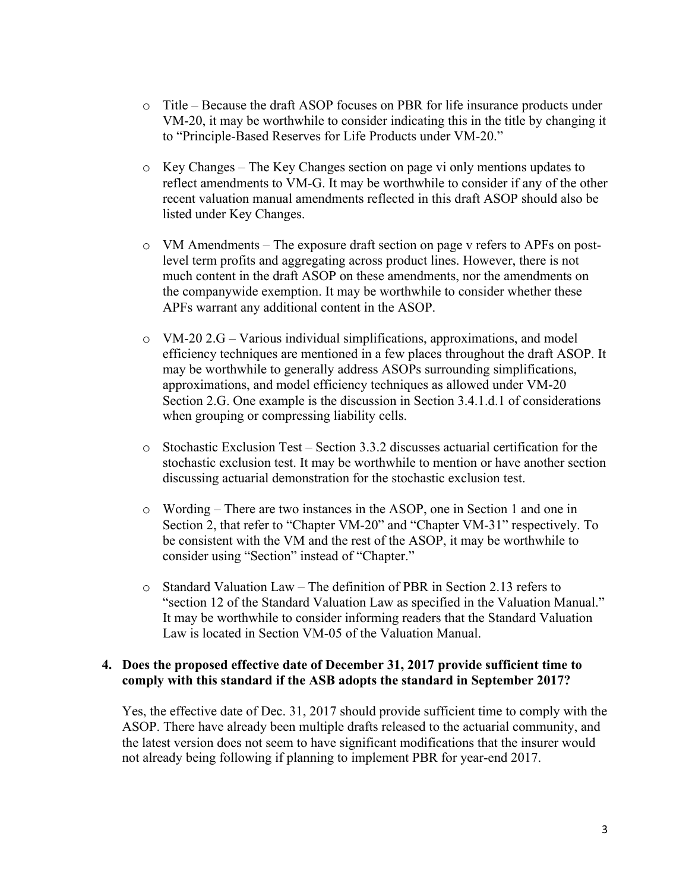- Title – Because the draft ASOP focuses on PBR for life insurance products under VM-20, it may be worthwhile to consider indicating this in the title by changing it to "Principle-Based Reserves for Life Products under VM-20."

- Key Changes – The Key Changes section on page vi only mentions updates to reflect amendments to VM-G. It may be worthwhile to consider if any of the other recent valuation manual amendments reflected in this draft ASOP should also be listed under Key Changes.

- VM Amendments – The exposure draft section on page v refers to APFs on post-level term profits and aggregating across product lines. However, there is not much content in the draft ASOP on these amendments, nor the amendments on the companywide exemption. It may be worthwhile to consider whether these APFs warrant any additional content in the ASOP.

- VM-20 2.G – Various individual simplifications, approximations, and model efficiency techniques are mentioned in a few places throughout the draft ASOP. It may be worthwhile to generally address ASOPs surrounding simplifications, approximations, and model efficiency techniques as allowed under VM-20 Section 2.G. One example is the discussion in Section 3.4.1.d.1 of considerations when grouping or compressing liability cells.

- Stochastic Exclusion Test – Section 3.3.2 discusses actuarial certification for the stochastic exclusion test. It may be worthwhile to mention or have another section discussing actuarial demonstration for the stochastic exclusion test.

- Wording – There are two instances in the ASOP, one in Section 1 and one in Section 2, that refer to "Chapter VM-20" and "Chapter VM-31" respectively. To be consistent with the VM and the rest of the ASOP, it may be worthwhile to consider using "Section" instead of "Chapter."

- Standard Valuation Law – The definition of PBR in Section 2.13 refers to "section 12 of the Standard Valuation Law as specified in the Valuation Manual." It may be worthwhile to consider informing readers that the Standard Valuation Law is located in Section VM-05 of the Valuation Manual.

**4. Does the proposed effective date of December 31, 2017 provide sufficient time to comply with this standard if the ASB adopts the standard in September 2017?**

Yes, the effective date of Dec. 31, 2017 should provide sufficient time to comply with the ASOP. There have already been multiple drafts released to the actuarial community, and the latest version does not seem to have significant modifications that the insurer would not already being following if planning to implement PBR for year-end 2017.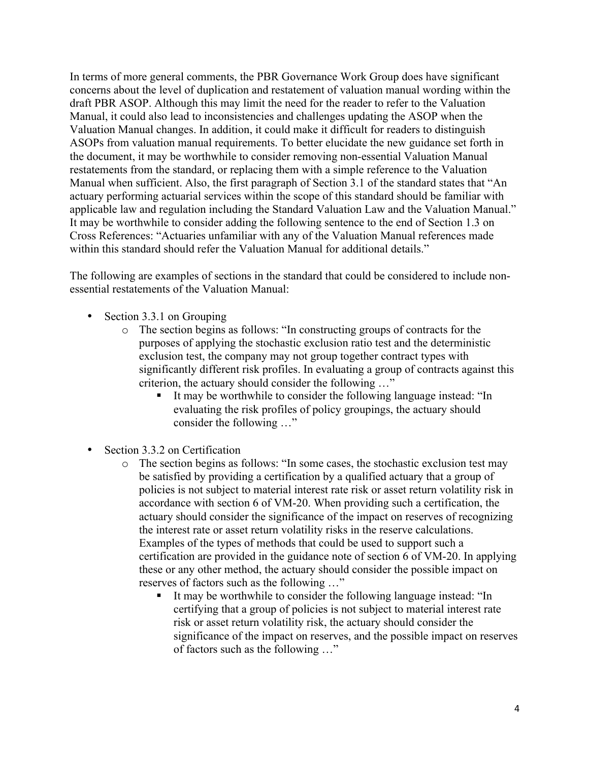In terms of more general comments, the PBR Governance Work Group does have significant concerns about the level of duplication and restatement of valuation manual wording within the draft PBR ASOP. Although this may limit the need for the reader to refer to the Valuation Manual, it could also lead to inconsistencies and challenges updating the ASOP when the Valuation Manual changes. In addition, it could make it difficult for readers to distinguish ASOPs from valuation manual requirements. To better elucidate the new guidance set forth in the document, it may be worthwhile to consider removing non-essential Valuation Manual restatements from the standard, or replacing them with a simple reference to the Valuation Manual when sufficient. Also, the first paragraph of Section 3.1 of the standard states that "An actuary performing actuarial services within the scope of this standard should be familiar with applicable law and regulation including the Standard Valuation Law and the Valuation Manual." It may be worthwhile to consider adding the following sentence to the end of Section 1.3 on Cross References: "Actuaries unfamiliar with any of the Valuation Manual references made within this standard should refer the Valuation Manual for additional details."

The following are examples of sections in the standard that could be considered to include non-essential restatements of the Valuation Manual:

- Section 3.3.1 on Grouping
  - The section begins as follows: "In constructing groups of contracts for the purposes of applying the stochastic exclusion ratio test and the deterministic exclusion test, the company may not group together contract types with significantly different risk profiles. In evaluating a group of contracts against this criterion, the actuary should consider the following …"
    - It may be worthwhile to consider the following language instead: "In evaluating the risk profiles of policy groupings, the actuary should consider the following …"

- Section 3.3.2 on Certification
  - The section begins as follows: "In some cases, the stochastic exclusion test may be satisfied by providing a certification by a qualified actuary that a group of policies is not subject to material interest rate risk or asset return volatility risk in accordance with section 6 of VM-20. When providing such a certification, the actuary should consider the significance of the impact on reserves of recognizing the interest rate or asset return volatility risks in the reserve calculations. Examples of the types of methods that could be used to support such a certification are provided in the guidance note of section 6 of VM-20. In applying these or any other method, the actuary should consider the possible impact on reserves of factors such as the following …"
    - It may be worthwhile to consider the following language instead: "In certifying that a group of policies is not subject to material interest rate risk or asset return volatility risk, the actuary should consider the significance of the impact on reserves, and the possible impact on reserves of factors such as the following …"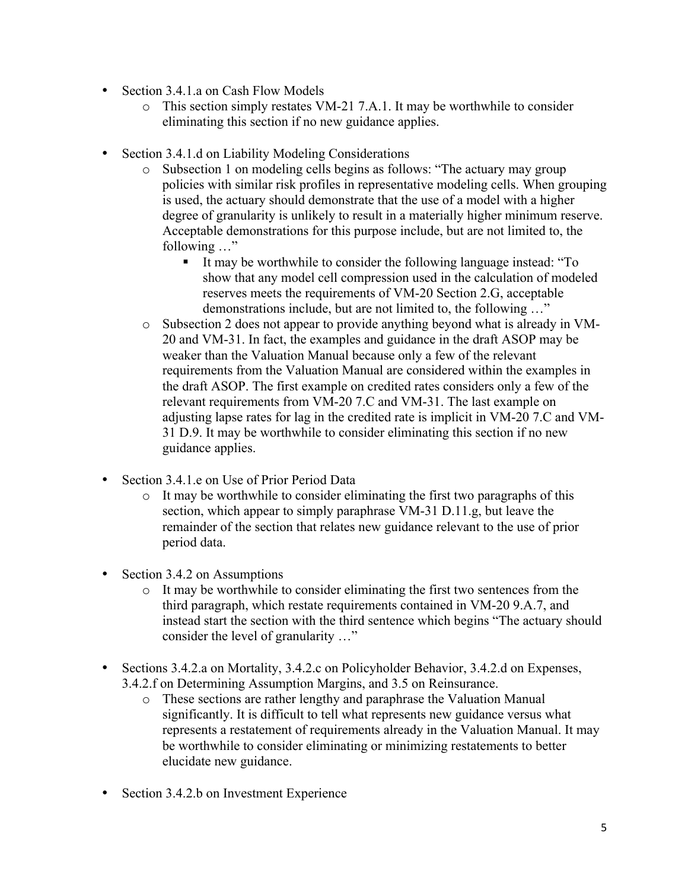- Section 3.4.1.a on Cash Flow Models
  - This section simply restates VM-21 7.A.1. It may be worthwhile to consider eliminating this section if no new guidance applies.

- Section 3.4.1.d on Liability Modeling Considerations
  - Subsection 1 on modeling cells begins as follows: "The actuary may group policies with similar risk profiles in representative modeling cells. When grouping is used, the actuary should demonstrate that the use of a model with a higher degree of granularity is unlikely to result in a materially higher minimum reserve. Acceptable demonstrations for this purpose include, but are not limited to, the following …"
    - It may be worthwhile to consider the following language instead: "To show that any model cell compression used in the calculation of modeled reserves meets the requirements of VM-20 Section 2.G, acceptable demonstrations include, but are not limited to, the following …"
  - Subsection 2 does not appear to provide anything beyond what is already in VM-20 and VM-31. In fact, the examples and guidance in the draft ASOP may be weaker than the Valuation Manual because only a few of the relevant requirements from the Valuation Manual are considered within the examples in the draft ASOP. The first example on credited rates considers only a few of the relevant requirements from VM-20 7.C and VM-31. The last example on adjusting lapse rates for lag in the credited rate is implicit in VM-20 7.C and VM-31 D.9. It may be worthwhile to consider eliminating this section if no new guidance applies.

- Section 3.4.1.e on Use of Prior Period Data
  - It may be worthwhile to consider eliminating the first two paragraphs of this section, which appear to simply paraphrase VM-31 D.11.g, but leave the remainder of the section that relates new guidance relevant to the use of prior period data.

- Section 3.4.2 on Assumptions
  - It may be worthwhile to consider eliminating the first two sentences from the third paragraph, which restate requirements contained in VM-20 9.A.7, and instead start the section with the third sentence which begins "The actuary should consider the level of granularity …"

- Sections 3.4.2.a on Mortality, 3.4.2.c on Policyholder Behavior, 3.4.2.d on Expenses, 3.4.2.f on Determining Assumption Margins, and 3.5 on Reinsurance.
  - These sections are rather lengthy and paraphrase the Valuation Manual significantly. It is difficult to tell what represents new guidance versus what represents a restatement of requirements already in the Valuation Manual. It may be worthwhile to consider eliminating or minimizing restatements to better elucidate new guidance.

- Section 3.4.2.b on Investment Experience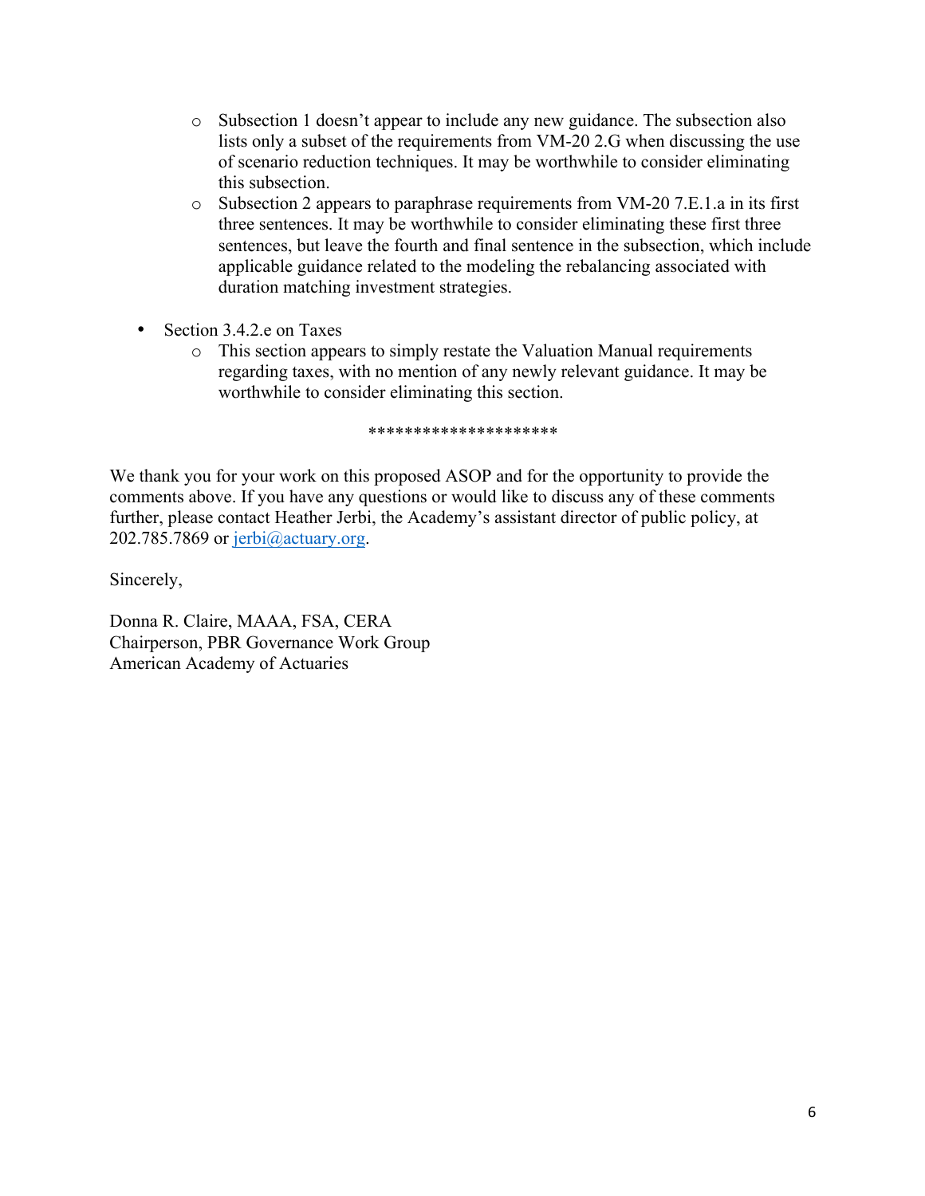- Subsection 1 doesn't appear to include any new guidance. The subsection also lists only a subset of the requirements from VM-20 2.G when discussing the use of scenario reduction techniques. It may be worthwhile to consider eliminating this subsection.
  - Subsection 2 appears to paraphrase requirements from VM-20 7.E.1.a in its first three sentences. It may be worthwhile to consider eliminating these first three sentences, but leave the fourth and final sentence in the subsection, which include applicable guidance related to the modeling the rebalancing associated with duration matching investment strategies.

- Section 3.4.2.e on Taxes
  - This section appears to simply restate the Valuation Manual requirements regarding taxes, with no mention of any newly relevant guidance. It may be worthwhile to consider eliminating this section.

*********************

We thank you for your work on this proposed ASOP and for the opportunity to provide the comments above. If you have any questions or would like to discuss any of these comments further, please contact Heather Jerbi, the Academy's assistant director of public policy, at 202.785.7869 or [jerbi@actuary.org](mailto:jerbi@actuary.org).

Sincerely,

Donna R. Claire, MAAA, FSA, CERA  
Chairperson, PBR Governance Work Group  
American Academy of Actuaries